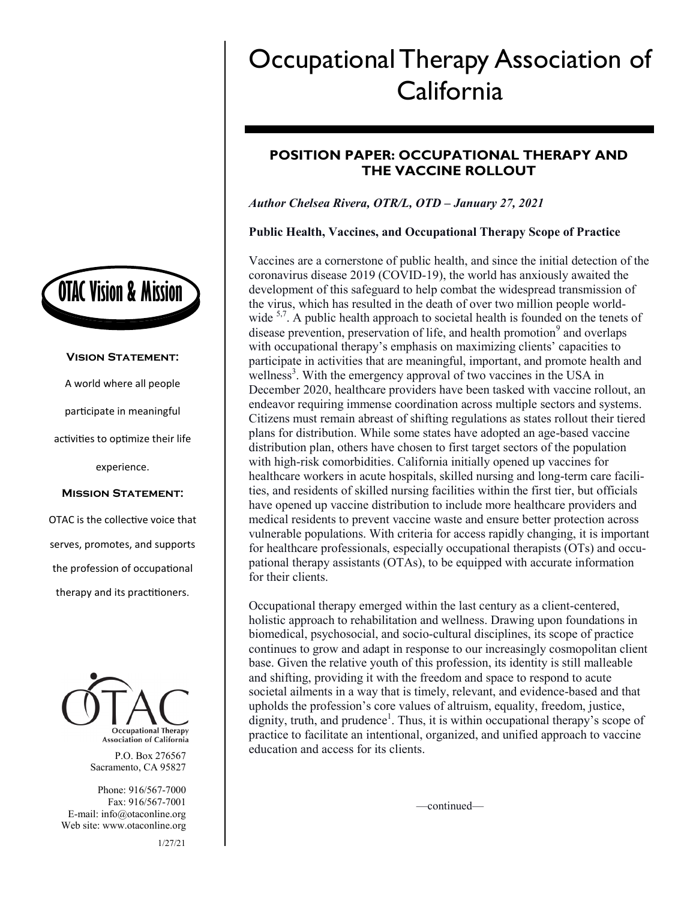# Occupational Therapy Association of California

## POSITION PAPER: OCCUPATIONAL THERAPY AND THE VACCINE ROLLOUT

*Author Chelsea Rivera, OTR/L, OTD – January 27, 2021*

**Public Health, Vaccines, and Occupational Therapy Scope of Practice**

Vaccines are a cornerstone of public health, and since the initial detection of the coronavirus disease 2019 (COVID-19), the world has anxiously awaited the development of this safeguard to help combat the widespread transmission of the virus, which has resulted in the death of over two million people world-wide [5,7]. A public health approach to societal health is founded on the tenets of disease prevention, preservation of life, and health promotion[9] and overlaps with occupational therapy's emphasis on maximizing clients' capacities to participate in activities that are meaningful, important, and promote health and wellness[3]. With the emergency approval of two vaccines in the USA in December 2020, healthcare providers have been tasked with vaccine rollout, an endeavor requiring immense coordination across multiple sectors and systems. Citizens must remain abreast of shifting regulations as states rollout their tiered plans for distribution. While some states have adopted an age-based vaccine distribution plan, others have chosen to first target sectors of the population with high-risk comorbidities. California initially opened up vaccines for healthcare workers in acute hospitals, skilled nursing and long-term care facilities, and residents of skilled nursing facilities within the first tier, but officials have opened up vaccine distribution to include more healthcare providers and medical residents to prevent vaccine waste and ensure better protection across vulnerable populations. With criteria for access rapidly changing, it is important for healthcare professionals, especially occupational therapists (OTs) and occupational therapy assistants (OTAs), to be equipped with accurate information for their clients.

Occupational therapy emerged within the last century as a client-centered, holistic approach to rehabilitation and wellness. Drawing upon foundations in biomedical, psychosocial, and socio-cultural disciplines, its scope of practice continues to grow and adapt in response to our increasingly cosmopolitan client base. Given the relative youth of this profession, its identity is still malleable and shifting, providing it with the freedom and space to respond to acute societal ailments in a way that is timely, relevant, and evidence-based and that upholds the profession's core values of altruism, equality, freedom, justice, dignity, truth, and prudence[1]. Thus, it is within occupational therapy's scope of practice to facilitate an intentional, organized, and unified approach to vaccine education and access for its clients.

—continued—

### OTAC Vision & Mission

**Vision Statement:**

A world where all people participate in meaningful activities to optimize their life experience.

**Mission Statement:**

OTAC is the collective voice that serves, promotes, and supports the profession of occupational therapy and its practitioners.

OTAC
Occupational Therapy Association of California

P.O. Box 276567
Sacramento, CA 95827

Phone: 916/567-7000
Fax: 916/567-7001
E-mail: info@otaconline.org
Web site: www.otaconline.org

1/27/21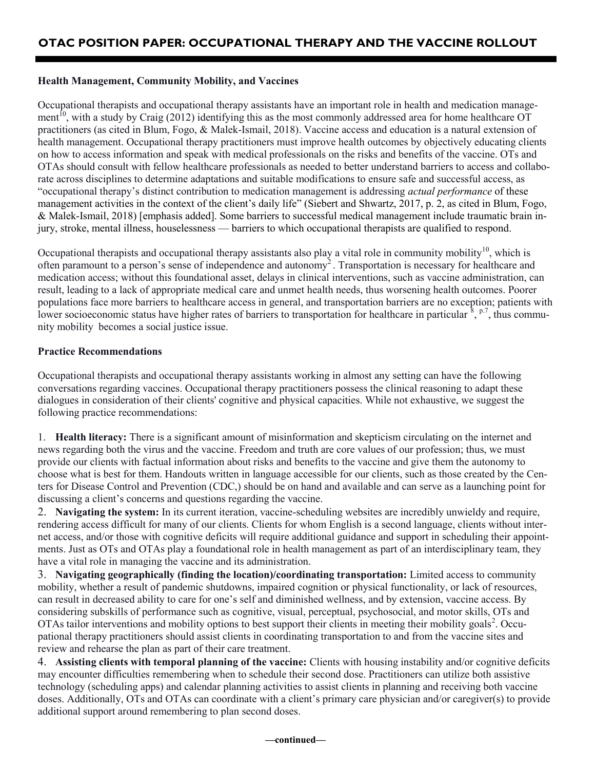## Health Management, Community Mobility, and Vaccines

Occupational therapists and occupational therapy assistants have an important role in health and medication management[10], with a study by Craig (2012) identifying this as the most commonly addressed area for home healthcare OT practitioners (as cited in Blum, Fogo, & Malek-Ismail, 2018). Vaccine access and education is a natural extension of health management. Occupational therapy practitioners must improve health outcomes by objectively educating clients on how to access information and speak with medical professionals on the risks and benefits of the vaccine. OTs and OTAs should consult with fellow healthcare professionals as needed to better understand barriers to access and collaborate across disciplines to determine adaptations and suitable modifications to ensure safe and successful access, as "occupational therapy's distinct contribution to medication management is addressing *actual performance* of these management activities in the context of the client's daily life" (Siebert and Shwartz, 2017, p. 2, as cited in Blum, Fogo, & Malek-Ismail, 2018) [emphasis added]. Some barriers to successful medical management include traumatic brain injury, stroke, mental illness, houselessness — barriers to which occupational therapists are qualified to respond.

Occupational therapists and occupational therapy assistants also play a vital role in community mobility[10], which is often paramount to a person's sense of independence and autonomy[2]. Transportation is necessary for healthcare and medication access; without this foundational asset, delays in clinical interventions, such as vaccine administration, can result, leading to a lack of appropriate medical care and unmet health needs, thus worsening health outcomes. Poorer populations face more barriers to healthcare access in general, and transportation barriers are no exception; patients with lower socioeconomic status have higher rates of barriers to transportation for healthcare in particular [8, p.7], thus community mobility becomes a social justice issue.

## Practice Recommendations

Occupational therapists and occupational therapy assistants working in almost any setting can have the following conversations regarding vaccines. Occupational therapy practitioners possess the clinical reasoning to adapt these dialogues in consideration of their clients' cognitive and physical capacities. While not exhaustive, we suggest the following practice recommendations:

1. **Health literacy:** There is a significant amount of misinformation and skepticism circulating on the internet and news regarding both the virus and the vaccine. Freedom and truth are core values of our profession; thus, we must provide our clients with factual information about risks and benefits to the vaccine and give them the autonomy to choose what is best for them. Handouts written in language accessible for our clients, such as those created by the Centers for Disease Control and Prevention (CDC,) should be on hand and available and can serve as a launching point for discussing a client's concerns and questions regarding the vaccine.
2. **Navigating the system:** In its current iteration, vaccine-scheduling websites are incredibly unwieldy and require, rendering access difficult for many of our clients. Clients for whom English is a second language, clients without internet access, and/or those with cognitive deficits will require additional guidance and support in scheduling their appointments. Just as OTs and OTAs play a foundational role in health management as part of an interdisciplinary team, they have a vital role in managing the vaccine and its administration.
3. **Navigating geographically (finding the location)/coordinating transportation:** Limited access to community mobility, whether a result of pandemic shutdowns, impaired cognition or physical functionality, or lack of resources, can result in decreased ability to care for one's self and diminished wellness, and by extension, vaccine access. By considering subskills of performance such as cognitive, visual, perceptual, psychosocial, and motor skills, OTs and OTAs tailor interventions and mobility options to best support their clients in meeting their mobility goals[2]. Occupational therapy practitioners should assist clients in coordinating transportation to and from the vaccine sites and review and rehearse the plan as part of their care treatment.
4. **Assisting clients with temporal planning of the vaccine:** Clients with housing instability and/or cognitive deficits may encounter difficulties remembering when to schedule their second dose. Practitioners can utilize both assistive technology (scheduling apps) and calendar planning activities to assist clients in planning and receiving both vaccine doses. Additionally, OTs and OTAs can coordinate with a client's primary care physician and/or caregiver(s) to provide additional support around remembering to plan second doses.

**—continued—**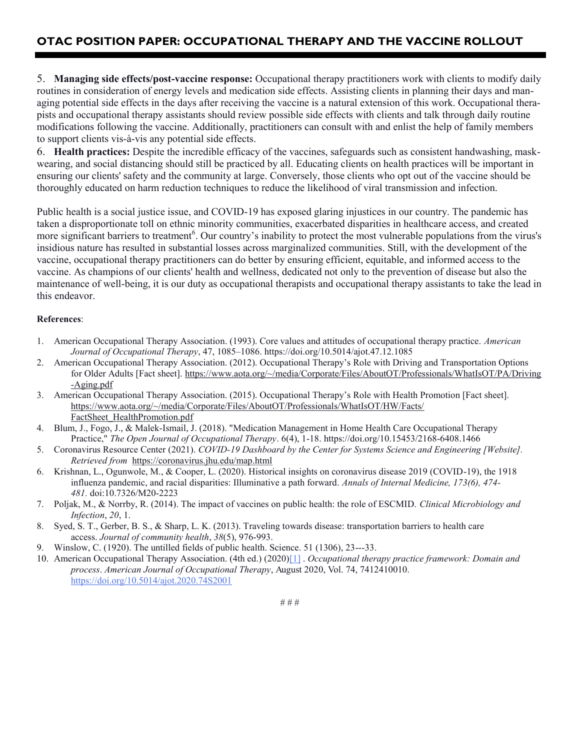5. **Managing side effects/post-vaccine response:** Occupational therapy practitioners work with clients to modify daily routines in consideration of energy levels and medication side effects. Assisting clients in planning their days and managing potential side effects in the days after receiving the vaccine is a natural extension of this work. Occupational therapists and occupational therapy assistants should review possible side effects with clients and talk through daily routine modifications following the vaccine. Additionally, practitioners can consult with and enlist the help of family members to support clients vis-à-vis any potential side effects.

6. **Health practices:** Despite the incredible efficacy of the vaccines, safeguards such as consistent handwashing, mask-wearing, and social distancing should still be practiced by all. Educating clients on health practices will be important in ensuring our clients' safety and the community at large. Conversely, those clients who opt out of the vaccine should be thoroughly educated on harm reduction techniques to reduce the likelihood of viral transmission and infection.

Public health is a social justice issue, and COVID-19 has exposed glaring injustices in our country. The pandemic has taken a disproportionate toll on ethnic minority communities, exacerbated disparities in healthcare access, and created more significant barriers to treatment[6]. Our country's inability to protect the most vulnerable populations from the virus's insidious nature has resulted in substantial losses across marginalized communities. Still, with the development of the vaccine, occupational therapy practitioners can do better by ensuring efficient, equitable, and informed access to the vaccine. As champions of our clients' health and wellness, dedicated not only to the prevention of disease but also the maintenance of well-being, it is our duty as occupational therapists and occupational therapy assistants to take the lead in this endeavor.

**References**:

1. American Occupational Therapy Association. (1993). Core values and attitudes of occupational therapy practice. *American Journal of Occupational Therapy*, 47, 1085–1086. https://doi.org/10.5014/ajot.47.12.1085
2. American Occupational Therapy Association. (2012). Occupational Therapy's Role with Driving and Transportation Options for Older Adults [Fact sheet]. https://www.aota.org/~/media/Corporate/Files/AboutOT/Professionals/WhatIsOT/PA/Driving-Aging.pdf
3. American Occupational Therapy Association. (2015). Occupational Therapy's Role with Health Promotion [Fact sheet]. https://www.aota.org/~/media/Corporate/Files/AboutOT/Professionals/WhatIsOT/HW/Facts/FactSheet_HealthPromotion.pdf
4. Blum, J., Fogo, J., & Malek-Ismail, J. (2018). "Medication Management in Home Health Care Occupational Therapy Practice," *The Open Journal of Occupational Therapy*. 6(4), 1-18. https://doi.org/10.15453/2168-6408.1466
5. Coronavirus Resource Center (2021). *COVID-19 Dashboard by the Center for Systems Science and Engineering [Website]. Retrieved from* https://coronavirus.jhu.edu/map.html
6. Krishnan, L., Ogunwole, M., & Cooper, L. (2020). Historical insights on coronavirus disease 2019 (COVID-19), the 1918 influenza pandemic, and racial disparities: Illuminative a path forward. *Annals of Internal Medicine, 173(6), 474-481.* doi:10.7326/M20-2223
7. Poljak, M., & Norrby, R. (2014). The impact of vaccines on public health: the role of ESCMID. *Clinical Microbiology and Infection*, *20*, 1.
8. Syed, S. T., Gerber, B. S., & Sharp, L. K. (2013). Traveling towards disease: transportation barriers to health care access. *Journal of community health*, *38*(5), 976-993.
9. Winslow, C. (1920). The untilled fields of public health. Science. 51 (1306), 23---33.
10. American Occupational Therapy Association. (4th ed.) (2020)[1] . *Occupational therapy practice framework: Domain and process*. *American Journal of Occupational Therapy*, August 2020, Vol. 74, 7412410010. https://doi.org/10.5014/ajot.2020.74S2001

# # #